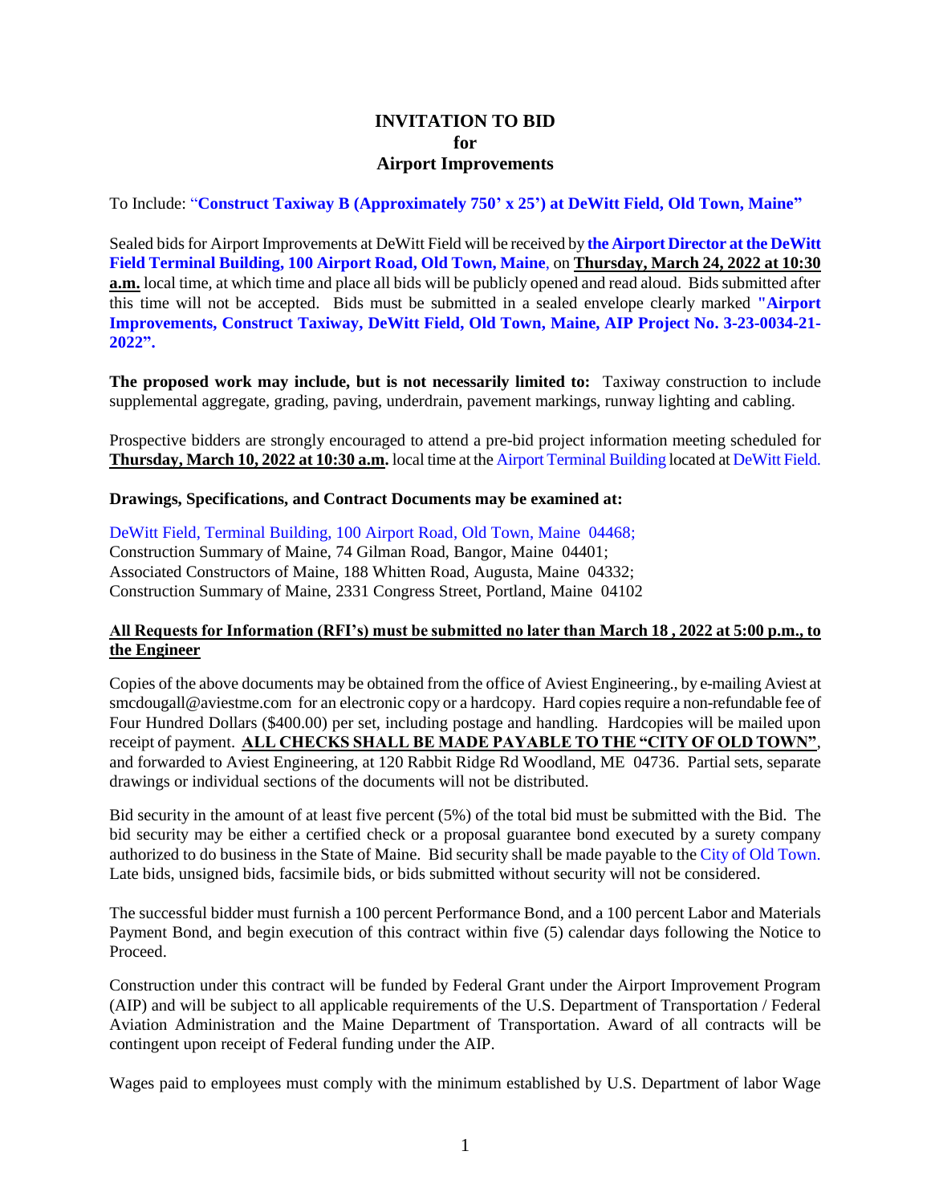# INVITATION TO BID
# for
# Airport Improvements

To Include: "**Construct Taxiway B (Approximately 750' x 25') at DeWitt Field, Old Town, Maine"**

Sealed bids for Airport Improvements at DeWitt Field will be received by **the Airport Director at the DeWitt Field Terminal Building, 100 Airport Road, Old Town, Maine**, on **Thursday, March 24, 2022 at 10:30 a.m.** local time, at which time and place all bids will be publicly opened and read aloud. Bids submitted after this time will not be accepted. Bids must be submitted in a sealed envelope clearly marked **"Airport Improvements, Construct Taxiway, DeWitt Field, Old Town, Maine, AIP Project No. 3-23-0034-21-2022".**

**The proposed work may include, but is not necessarily limited to:** Taxiway construction to include supplemental aggregate, grading, paving, underdrain, pavement markings, runway lighting and cabling.

Prospective bidders are strongly encouraged to attend a pre-bid project information meeting scheduled for **Thursday, March 10, 2022 at 10:30 a.m.** local time at the Airport Terminal Building located at DeWitt Field.

**Drawings, Specifications, and Contract Documents may be examined at:**

DeWitt Field, Terminal Building, 100 Airport Road, Old Town, Maine 04468;
Construction Summary of Maine, 74 Gilman Road, Bangor, Maine 04401;
Associated Constructors of Maine, 188 Whitten Road, Augusta, Maine 04332;
Construction Summary of Maine, 2331 Congress Street, Portland, Maine 04102

**All Requests for Information (RFI's) must be submitted no later than March 18 , 2022 at 5:00 p.m., to the Engineer**

Copies of the above documents may be obtained from the office of Aviest Engineering., by e-mailing Aviest at smcdougall@aviestme.com for an electronic copy or a hardcopy. Hard copies require a non-refundable fee of Four Hundred Dollars ($400.00) per set, including postage and handling. Hardcopies will be mailed upon receipt of payment. **ALL CHECKS SHALL BE MADE PAYABLE TO THE "CITY OF OLD TOWN"**, and forwarded to Aviest Engineering, at 120 Rabbit Ridge Rd Woodland, ME 04736. Partial sets, separate drawings or individual sections of the documents will not be distributed.

Bid security in the amount of at least five percent (5%) of the total bid must be submitted with the Bid. The bid security may be either a certified check or a proposal guarantee bond executed by a surety company authorized to do business in the State of Maine. Bid security shall be made payable to the City of Old Town. Late bids, unsigned bids, facsimile bids, or bids submitted without security will not be considered.

The successful bidder must furnish a 100 percent Performance Bond, and a 100 percent Labor and Materials Payment Bond, and begin execution of this contract within five (5) calendar days following the Notice to Proceed.

Construction under this contract will be funded by Federal Grant under the Airport Improvement Program (AIP) and will be subject to all applicable requirements of the U.S. Department of Transportation / Federal Aviation Administration and the Maine Department of Transportation. Award of all contracts will be contingent upon receipt of Federal funding under the AIP.

Wages paid to employees must comply with the minimum established by U.S. Department of labor Wage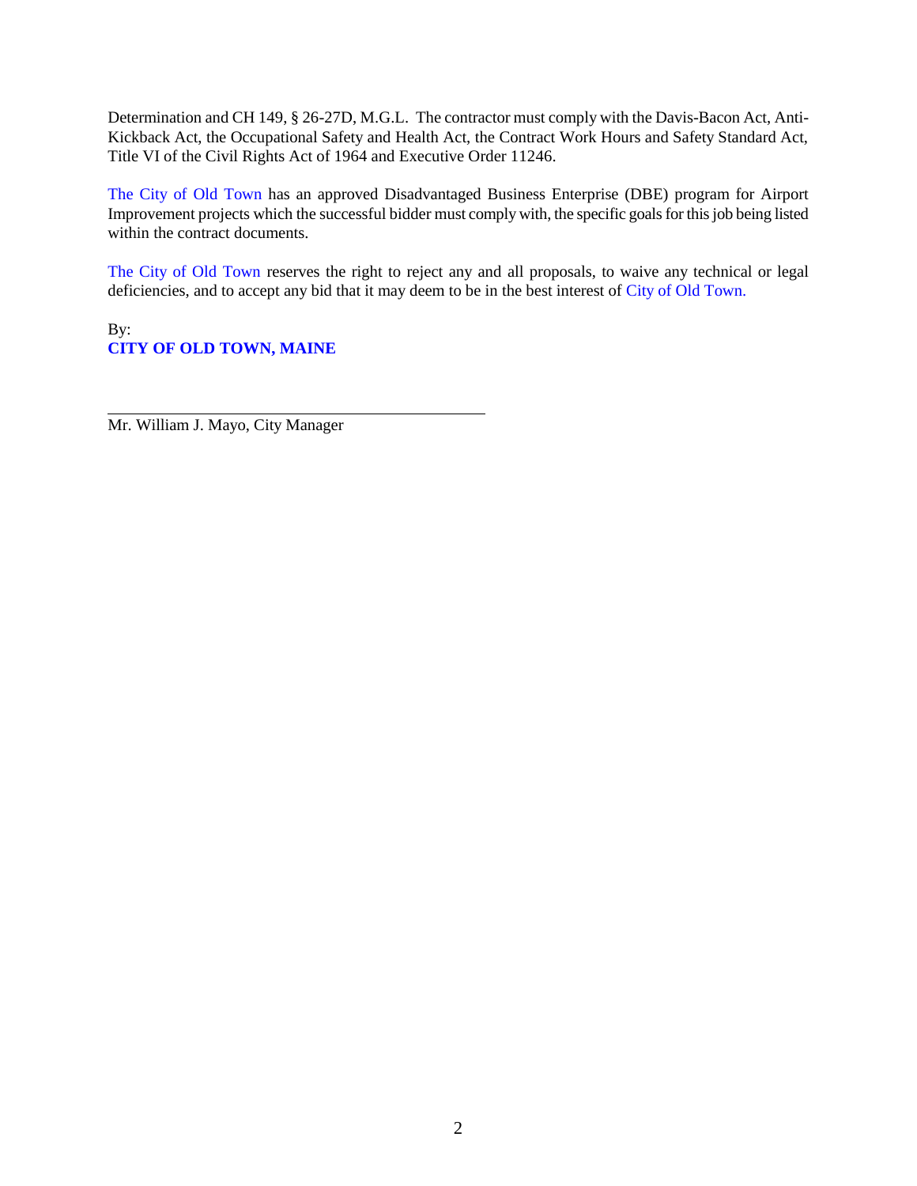Determination and CH 149, § 26-27D, M.G.L. The contractor must comply with the Davis-Bacon Act, Anti-Kickback Act, the Occupational Safety and Health Act, the Contract Work Hours and Safety Standard Act, Title VI of the Civil Rights Act of 1964 and Executive Order 11246.

The City of Old Town has an approved Disadvantaged Business Enterprise (DBE) program for Airport Improvement projects which the successful bidder must comply with, the specific goals for this job being listed within the contract documents.

The City of Old Town reserves the right to reject any and all proposals, to waive any technical or legal deficiencies, and to accept any bid that it may deem to be in the best interest of City of Old Town.

By:
**CITY OF OLD TOWN, MAINE**

\_\_\_\_\_\_\_\_\_\_\_\_\_\_\_\_\_\_\_\_\_\_\_\_\_\_\_\_\_\_\_\_\_\_\_\_\_\_\_\_\_\_

Mr. William J. Mayo, City Manager